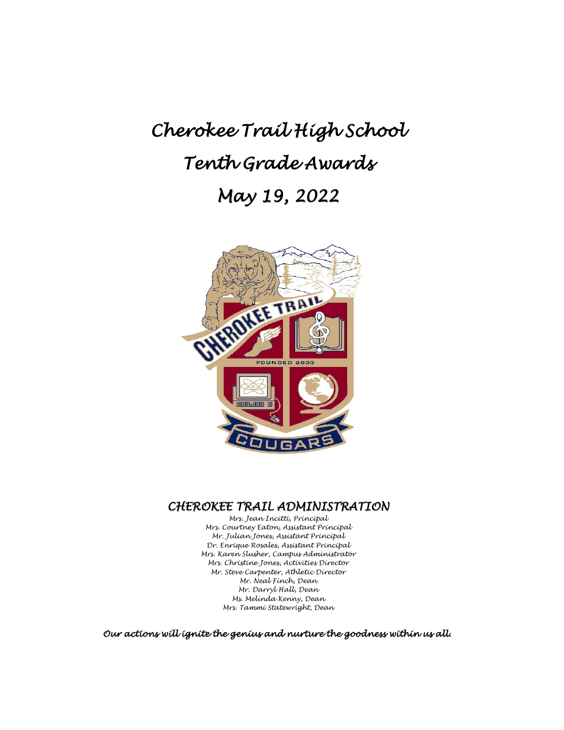# Cherokee Trail High School

# Tenth Grade Awards

# May 19, 2022

## CHEROKEE TRAIL ADMINISTRATION

Mrs. Jean Incitti, Principal
Mrs. Courtney Eaton, Assistant Principal
Mr. Julian Jones, Assistant Principal
Dr. Enrique Rosales, Assistant Principal
Mrs. Karen Slusher, Campus Administrator
Mrs. Christine Jones, Activities Director
Mr. Steve Carpenter, Athletic Director
Mr. Neal Finch, Dean
Mr. Darryl Hall, Dean
Ms. Melinda Kenny, Dean
Mrs. Tammi Statewright, Dean

*Our actions will ignite the genius and nurture the goodness within us all.*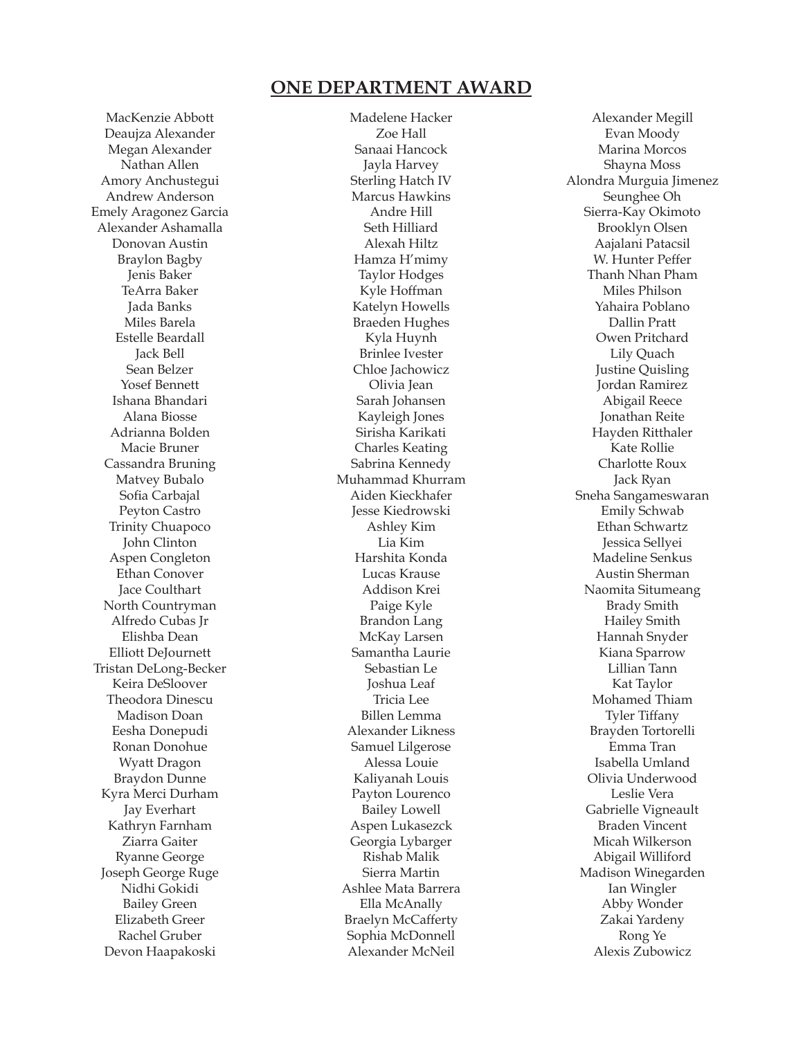## ONE DEPARTMENT AWARD

MacKenzie Abbott
Deaujza Alexander
Megan Alexander
Nathan Allen
Amory Anchustegui
Andrew Anderson
Emely Aragonez Garcia
Alexander Ashamalla
Donovan Austin
Braylon Bagby
Jenis Baker
TeArra Baker
Jada Banks
Miles Barela
Estelle Beardall
Jack Bell
Sean Belzer
Yosef Bennett
Ishana Bhandari
Alana Biosse
Adrianna Bolden
Macie Bruner
Cassandra Bruning
Matvey Bubalo
Sofia Carbajal
Peyton Castro
Trinity Chuapoco
John Clinton
Aspen Congleton
Ethan Conover
Jace Coulthart
North Countryman
Alfredo Cubas Jr
Elishba Dean
Elliott DeJournett
Tristan DeLong-Becker
Keira DeSloover
Theodora Dinescu
Madison Doan
Eesha Donepudi
Ronan Donohue
Wyatt Dragon
Braydon Dunne
Kyra Merci Durham
Jay Everhart
Kathryn Farnham
Ziarra Gaiter
Ryanne George
Joseph George Ruge
Nidhi Gokidi
Bailey Green
Elizabeth Greer
Rachel Gruber
Devon Haapakoski
Madelene Hacker
Zoe Hall
Sanaai Hancock
Jayla Harvey
Sterling Hatch IV
Marcus Hawkins
Andre Hill
Seth Hilliard
Alexah Hiltz
Hamza H'mimy
Taylor Hodges
Kyle Hoffman
Katelyn Howells
Braeden Hughes
Kyla Huynh
Brinlee Ivester
Chloe Jachowicz
Olivia Jean
Sarah Johansen
Kayleigh Jones
Sirisha Karikati
Charles Keating
Sabrina Kennedy
Muhammad Khurram
Aiden Kieckhafer
Jesse Kiedrowski
Ashley Kim
Lia Kim
Harshita Konda
Lucas Krause
Addison Krei
Paige Kyle
Brandon Lang
McKay Larsen
Samantha Laurie
Sebastian Le
Joshua Leaf
Tricia Lee
Billen Lemma
Alexander Likness
Samuel Lilgerose
Alessa Louie
Kaliyanah Louis
Payton Lourenco
Bailey Lowell
Aspen Lukasezck
Georgia Lybarger
Rishab Malik
Sierra Martin
Ashlee Mata Barrera
Ella McAnally
Braelyn McCafferty
Sophia McDonnell
Alexander McNeil
Alexander Megill
Evan Moody
Marina Morcos
Shayna Moss
Alondra Murguia Jimenez
Seunghee Oh
Sierra-Kay Okimoto
Brooklyn Olsen
Aajalani Patacsil
W. Hunter Peffer
Thanh Nhan Pham
Miles Philson
Yahaira Poblano
Dallin Pratt
Owen Pritchard
Lily Quach
Justine Quisling
Jordan Ramirez
Abigail Reece
Jonathan Reite
Hayden Ritthaler
Kate Rollie
Charlotte Roux
Jack Ryan
Sneha Sangameswaran
Emily Schwab
Ethan Schwartz
Jessica Sellyei
Madeline Senkus
Austin Sherman
Naomita Situmeang
Brady Smith
Hailey Smith
Hannah Snyder
Kiana Sparrow
Lillian Tann
Kat Taylor
Mohamed Thiam
Tyler Tiffany
Brayden Tortorelli
Emma Tran
Isabella Umland
Olivia Underwood
Leslie Vera
Gabrielle Vigneault
Braden Vincent
Micah Wilkerson
Abigail Williford
Madison Winegarden
Ian Wingler
Abby Wonder
Zakai Yardeny
Rong Ye
Alexis Zubowicz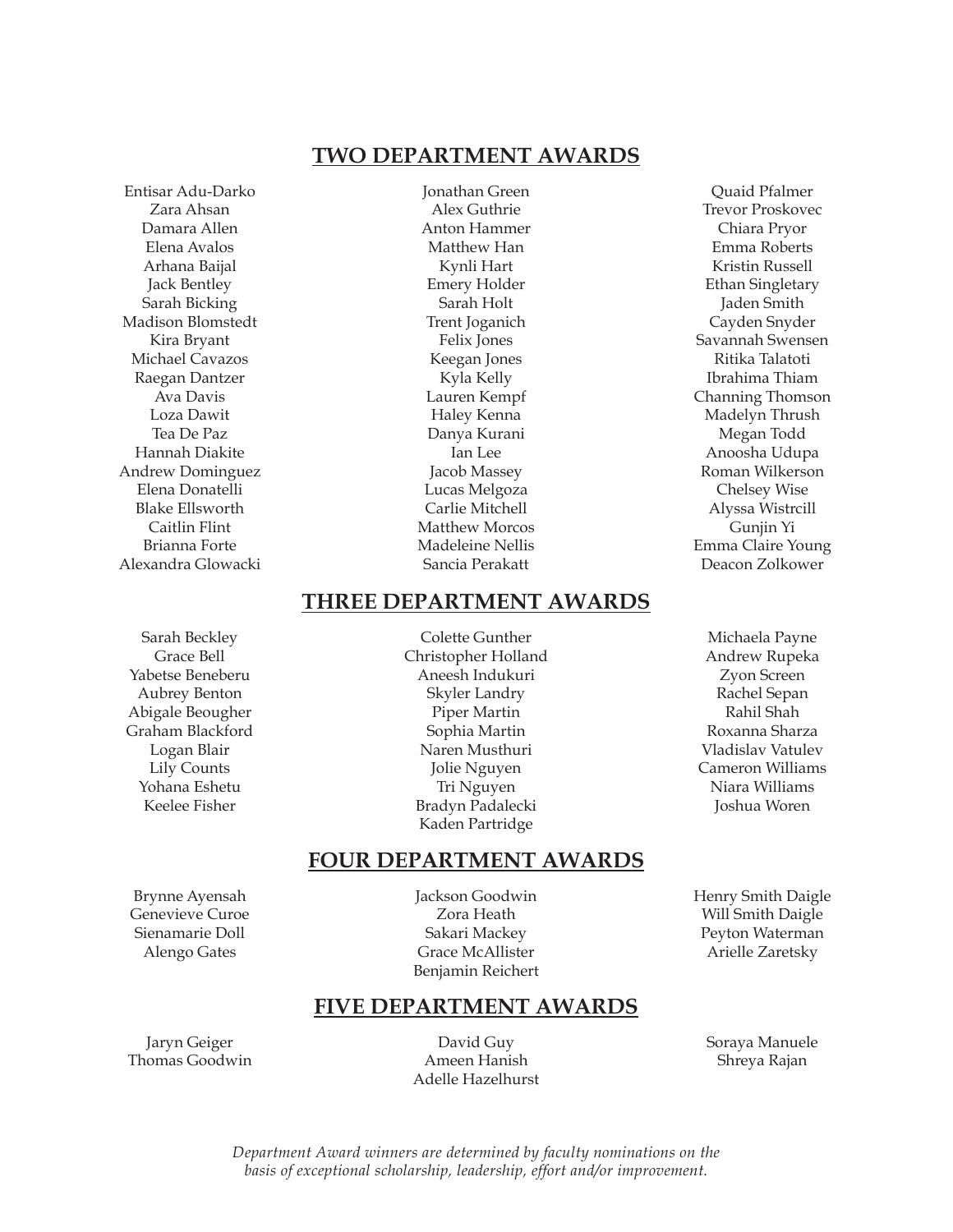## TWO DEPARTMENT AWARDS

Entisar Adu-Darko
Zara Ahsan
Damara Allen
Elena Avalos
Arhana Baijal
Jack Bentley
Sarah Bicking
Madison Blomstedt
Kira Bryant
Michael Cavazos
Raegan Dantzer
Ava Davis
Loza Dawit
Tea De Paz
Hannah Diakite
Andrew Dominguez
Elena Donatelli
Blake Ellsworth
Caitlin Flint
Brianna Forte
Alexandra Glowacki

Jonathan Green
Alex Guthrie
Anton Hammer
Matthew Han
Kynli Hart
Emery Holder
Sarah Holt
Trent Joganich
Felix Jones
Keegan Jones
Kyla Kelly
Lauren Kempf
Haley Kenna
Danya Kurani
Ian Lee
Jacob Massey
Lucas Melgoza
Carlie Mitchell
Matthew Morcos
Madeleine Nellis
Sancia Perakatt

Quaid Pfalmer
Trevor Proskovec
Chiara Pryor
Emma Roberts
Kristin Russell
Ethan Singletary
Jaden Smith
Cayden Snyder
Savannah Swensen
Ritika Talatoti
Ibrahima Thiam
Channing Thomson
Madelyn Thrush
Megan Todd
Anoosha Udupa
Roman Wilkerson
Chelsey Wise
Alyssa Wistrcill
Gunjin Yi
Emma Claire Young
Deacon Zolkower

## THREE DEPARTMENT AWARDS

Sarah Beckley
Grace Bell
Yabetse Beneberu
Aubrey Benton
Abigale Beougher
Graham Blackford
Logan Blair
Lily Counts
Yohana Eshetu
Keelee Fisher

Colette Gunther
Christopher Holland
Aneesh Indukuri
Skyler Landry
Piper Martin
Sophia Martin
Naren Musthuri
Jolie Nguyen
Tri Nguyen
Bradyn Padalecki
Kaden Partridge

Michaela Payne
Andrew Rupeka
Zyon Screen
Rachel Sepan
Rahil Shah
Roxanna Sharza
Vladislav Vatulev
Cameron Williams
Niara Williams
Joshua Woren

## FOUR DEPARTMENT AWARDS

Brynne Ayensah
Genevieve Curoe
Sienamarie Doll
Alengo Gates

Jackson Goodwin
Zora Heath
Sakari Mackey
Grace McAllister
Benjamin Reichert

Henry Smith Daigle
Will Smith Daigle
Peyton Waterman
Arielle Zaretsky

## FIVE DEPARTMENT AWARDS

Jaryn Geiger
Thomas Goodwin

David Guy
Ameen Hanish
Adelle Hazelhurst

Soraya Manuele
Shreya Rajan

*Department Award winners are determined by faculty nominations on the basis of exceptional scholarship, leadership, effort and/or improvement.*